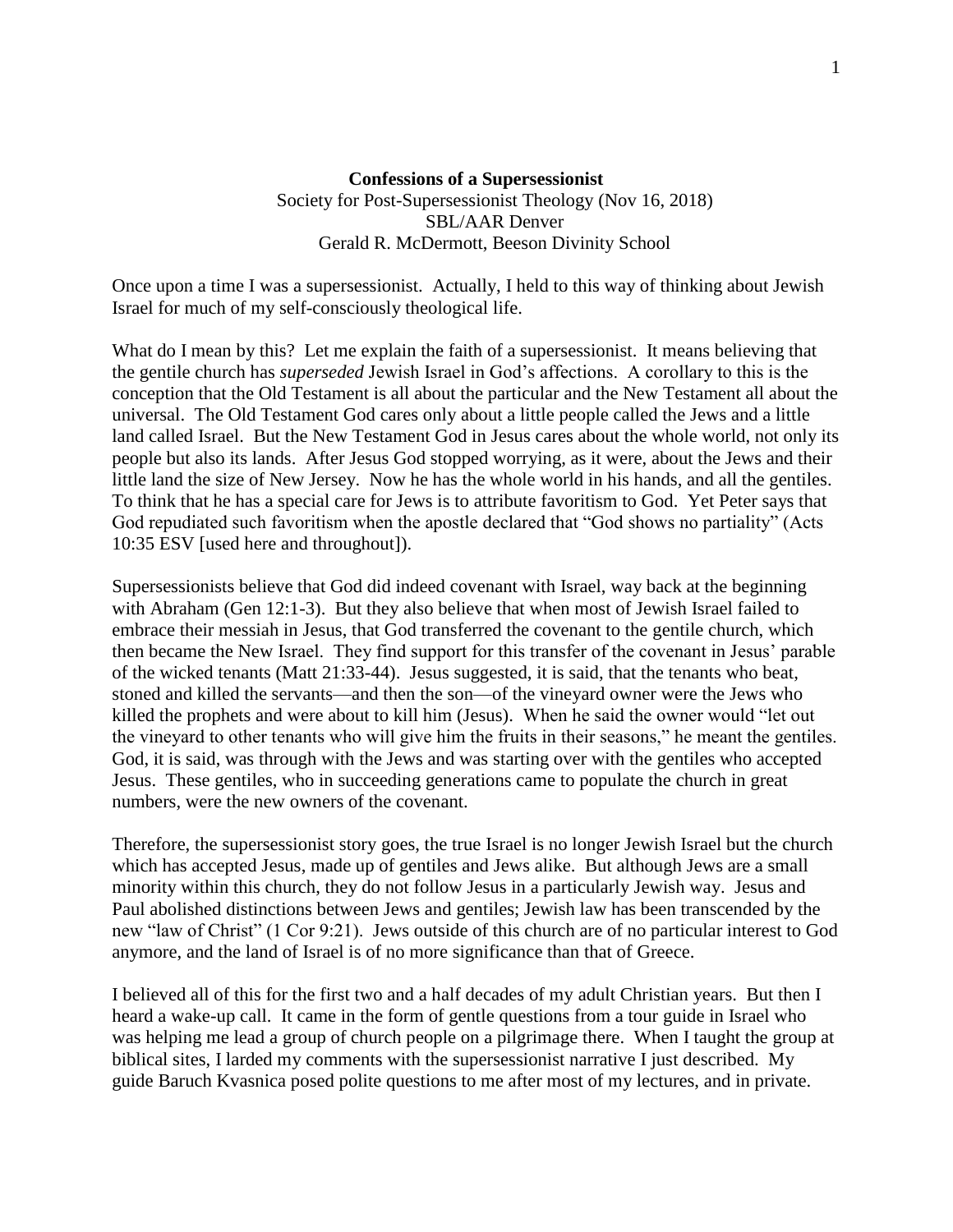**Confessions of a Supersessionist**

Society for Post-Supersessionist Theology (Nov 16, 2018)
SBL/AAR Denver
Gerald R. McDermott, Beeson Divinity School

Once upon a time I was a supersessionist. Actually, I held to this way of thinking about Jewish Israel for much of my self-consciously theological life.

What do I mean by this? Let me explain the faith of a supersessionist. It means believing that the gentile church has *superseded* Jewish Israel in God's affections. A corollary to this is the conception that the Old Testament is all about the particular and the New Testament all about the universal. The Old Testament God cares only about a little people called the Jews and a little land called Israel. But the New Testament God in Jesus cares about the whole world, not only its people but also its lands. After Jesus God stopped worrying, as it were, about the Jews and their little land the size of New Jersey. Now he has the whole world in his hands, and all the gentiles. To think that he has a special care for Jews is to attribute favoritism to God. Yet Peter says that God repudiated such favoritism when the apostle declared that "God shows no partiality" (Acts 10:35 ESV [used here and throughout]).

Supersessionists believe that God did indeed covenant with Israel, way back at the beginning with Abraham (Gen 12:1-3). But they also believe that when most of Jewish Israel failed to embrace their messiah in Jesus, that God transferred the covenant to the gentile church, which then became the New Israel. They find support for this transfer of the covenant in Jesus' parable of the wicked tenants (Matt 21:33-44). Jesus suggested, it is said, that the tenants who beat, stoned and killed the servants—and then the son—of the vineyard owner were the Jews who killed the prophets and were about to kill him (Jesus). When he said the owner would "let out the vineyard to other tenants who will give him the fruits in their seasons," he meant the gentiles. God, it is said, was through with the Jews and was starting over with the gentiles who accepted Jesus. These gentiles, who in succeeding generations came to populate the church in great numbers, were the new owners of the covenant.

Therefore, the supersessionist story goes, the true Israel is no longer Jewish Israel but the church which has accepted Jesus, made up of gentiles and Jews alike. But although Jews are a small minority within this church, they do not follow Jesus in a particularly Jewish way. Jesus and Paul abolished distinctions between Jews and gentiles; Jewish law has been transcended by the new "law of Christ" (1 Cor 9:21). Jews outside of this church are of no particular interest to God anymore, and the land of Israel is of no more significance than that of Greece.

I believed all of this for the first two and a half decades of my adult Christian years. But then I heard a wake-up call. It came in the form of gentle questions from a tour guide in Israel who was helping me lead a group of church people on a pilgrimage there. When I taught the group at biblical sites, I larded my comments with the supersessionist narrative I just described. My guide Baruch Kvasnica posed polite questions to me after most of my lectures, and in private.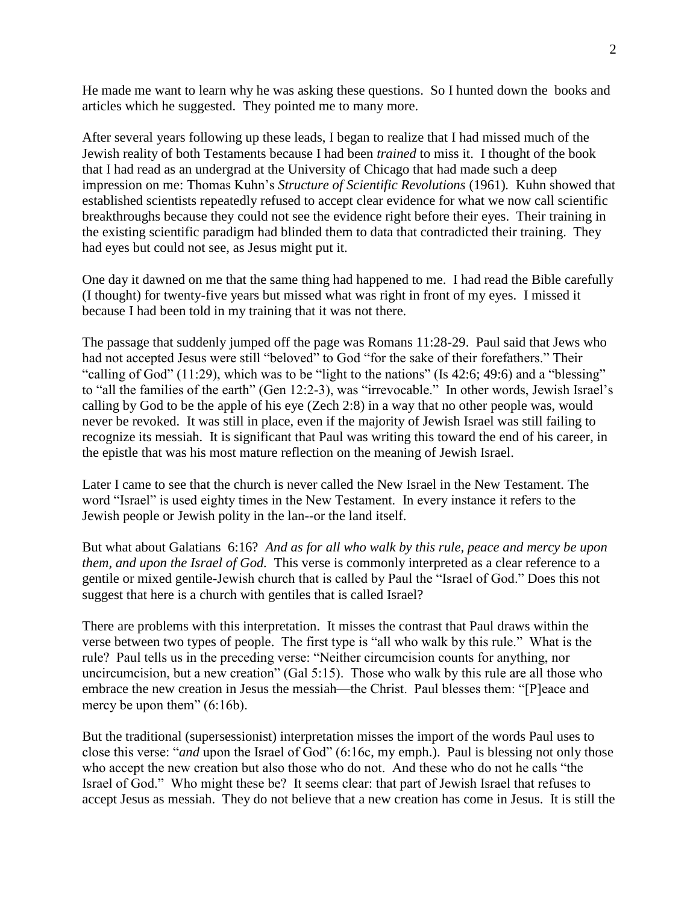He made me want to learn why he was asking these questions. So I hunted down the books and articles which he suggested. They pointed me to many more.

After several years following up these leads, I began to realize that I had missed much of the Jewish reality of both Testaments because I had been *trained* to miss it. I thought of the book that I had read as an undergrad at the University of Chicago that had made such a deep impression on me: Thomas Kuhn's *Structure of Scientific Revolutions* (1961). Kuhn showed that established scientists repeatedly refused to accept clear evidence for what we now call scientific breakthroughs because they could not see the evidence right before their eyes. Their training in the existing scientific paradigm had blinded them to data that contradicted their training. They had eyes but could not see, as Jesus might put it.

One day it dawned on me that the same thing had happened to me. I had read the Bible carefully (I thought) for twenty-five years but missed what was right in front of my eyes. I missed it because I had been told in my training that it was not there.

The passage that suddenly jumped off the page was Romans 11:28-29. Paul said that Jews who had not accepted Jesus were still "beloved" to God "for the sake of their forefathers." Their "calling of God" (11:29), which was to be "light to the nations" (Is 42:6; 49:6) and a "blessing" to "all the families of the earth" (Gen 12:2-3), was "irrevocable." In other words, Jewish Israel's calling by God to be the apple of his eye (Zech 2:8) in a way that no other people was, would never be revoked. It was still in place, even if the majority of Jewish Israel was still failing to recognize its messiah. It is significant that Paul was writing this toward the end of his career, in the epistle that was his most mature reflection on the meaning of Jewish Israel.

Later I came to see that the church is never called the New Israel in the New Testament. The word "Israel" is used eighty times in the New Testament. In every instance it refers to the Jewish people or Jewish polity in the lan--or the land itself.

But what about Galatians 6:16? *And as for all who walk by this rule, peace and mercy be upon them, and upon the Israel of God.* This verse is commonly interpreted as a clear reference to a gentile or mixed gentile-Jewish church that is called by Paul the "Israel of God." Does this not suggest that here is a church with gentiles that is called Israel?

There are problems with this interpretation. It misses the contrast that Paul draws within the verse between two types of people. The first type is "all who walk by this rule." What is the rule? Paul tells us in the preceding verse: "Neither circumcision counts for anything, nor uncircumcision, but a new creation" (Gal 5:15). Those who walk by this rule are all those who embrace the new creation in Jesus the messiah—the Christ. Paul blesses them: "[P]eace and mercy be upon them" (6:16b).

But the traditional (supersessionist) interpretation misses the import of the words Paul uses to close this verse: "*and* upon the Israel of God" (6:16c, my emph.). Paul is blessing not only those who accept the new creation but also those who do not. And these who do not he calls "the Israel of God." Who might these be? It seems clear: that part of Jewish Israel that refuses to accept Jesus as messiah. They do not believe that a new creation has come in Jesus. It is still the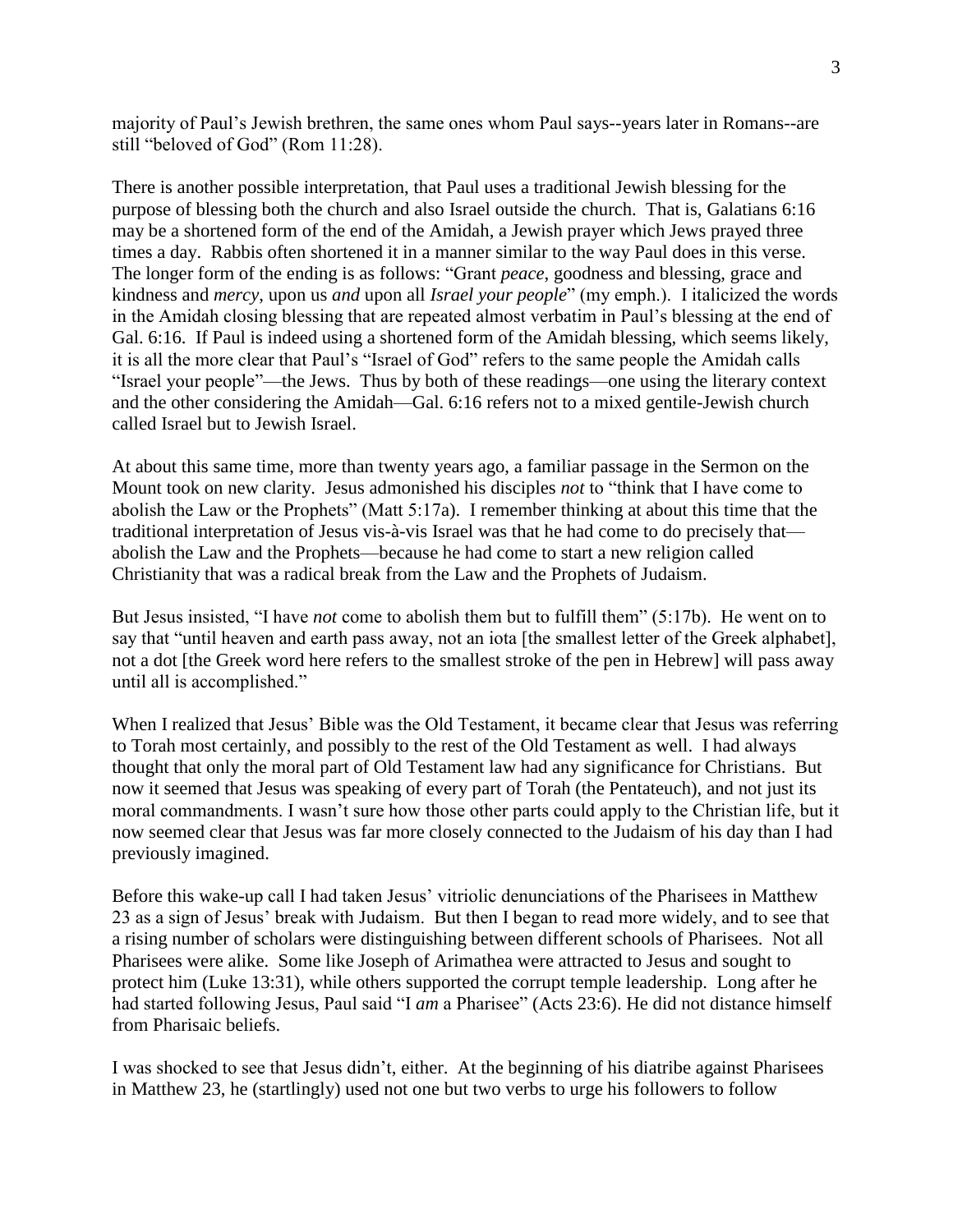majority of Paul's Jewish brethren, the same ones whom Paul says--years later in Romans--are still "beloved of God" (Rom 11:28).

There is another possible interpretation, that Paul uses a traditional Jewish blessing for the purpose of blessing both the church and also Israel outside the church. That is, Galatians 6:16 may be a shortened form of the end of the Amidah, a Jewish prayer which Jews prayed three times a day. Rabbis often shortened it in a manner similar to the way Paul does in this verse. The longer form of the ending is as follows: "Grant *peace*, goodness and blessing, grace and kindness and *mercy*, upon us *and* upon all *Israel your people*" (my emph.). I italicized the words in the Amidah closing blessing that are repeated almost verbatim in Paul's blessing at the end of Gal. 6:16. If Paul is indeed using a shortened form of the Amidah blessing, which seems likely, it is all the more clear that Paul's "Israel of God" refers to the same people the Amidah calls "Israel your people"—the Jews. Thus by both of these readings—one using the literary context and the other considering the Amidah—Gal. 6:16 refers not to a mixed gentile-Jewish church called Israel but to Jewish Israel.

At about this same time, more than twenty years ago, a familiar passage in the Sermon on the Mount took on new clarity. Jesus admonished his disciples *not* to "think that I have come to abolish the Law or the Prophets" (Matt 5:17a). I remember thinking at about this time that the traditional interpretation of Jesus vis-à-vis Israel was that he had come to do precisely that—abolish the Law and the Prophets—because he had come to start a new religion called Christianity that was a radical break from the Law and the Prophets of Judaism.

But Jesus insisted, "I have *not* come to abolish them but to fulfill them" (5:17b). He went on to say that "until heaven and earth pass away, not an iota [the smallest letter of the Greek alphabet], not a dot [the Greek word here refers to the smallest stroke of the pen in Hebrew] will pass away until all is accomplished."

When I realized that Jesus' Bible was the Old Testament, it became clear that Jesus was referring to Torah most certainly, and possibly to the rest of the Old Testament as well. I had always thought that only the moral part of Old Testament law had any significance for Christians. But now it seemed that Jesus was speaking of every part of Torah (the Pentateuch), and not just its moral commandments. I wasn't sure how those other parts could apply to the Christian life, but it now seemed clear that Jesus was far more closely connected to the Judaism of his day than I had previously imagined.

Before this wake-up call I had taken Jesus' vitriolic denunciations of the Pharisees in Matthew 23 as a sign of Jesus' break with Judaism. But then I began to read more widely, and to see that a rising number of scholars were distinguishing between different schools of Pharisees. Not all Pharisees were alike. Some like Joseph of Arimathea were attracted to Jesus and sought to protect him (Luke 13:31), while others supported the corrupt temple leadership. Long after he had started following Jesus, Paul said "I *am* a Pharisee" (Acts 23:6). He did not distance himself from Pharisaic beliefs.

I was shocked to see that Jesus didn't, either. At the beginning of his diatribe against Pharisees in Matthew 23, he (startlingly) used not one but two verbs to urge his followers to follow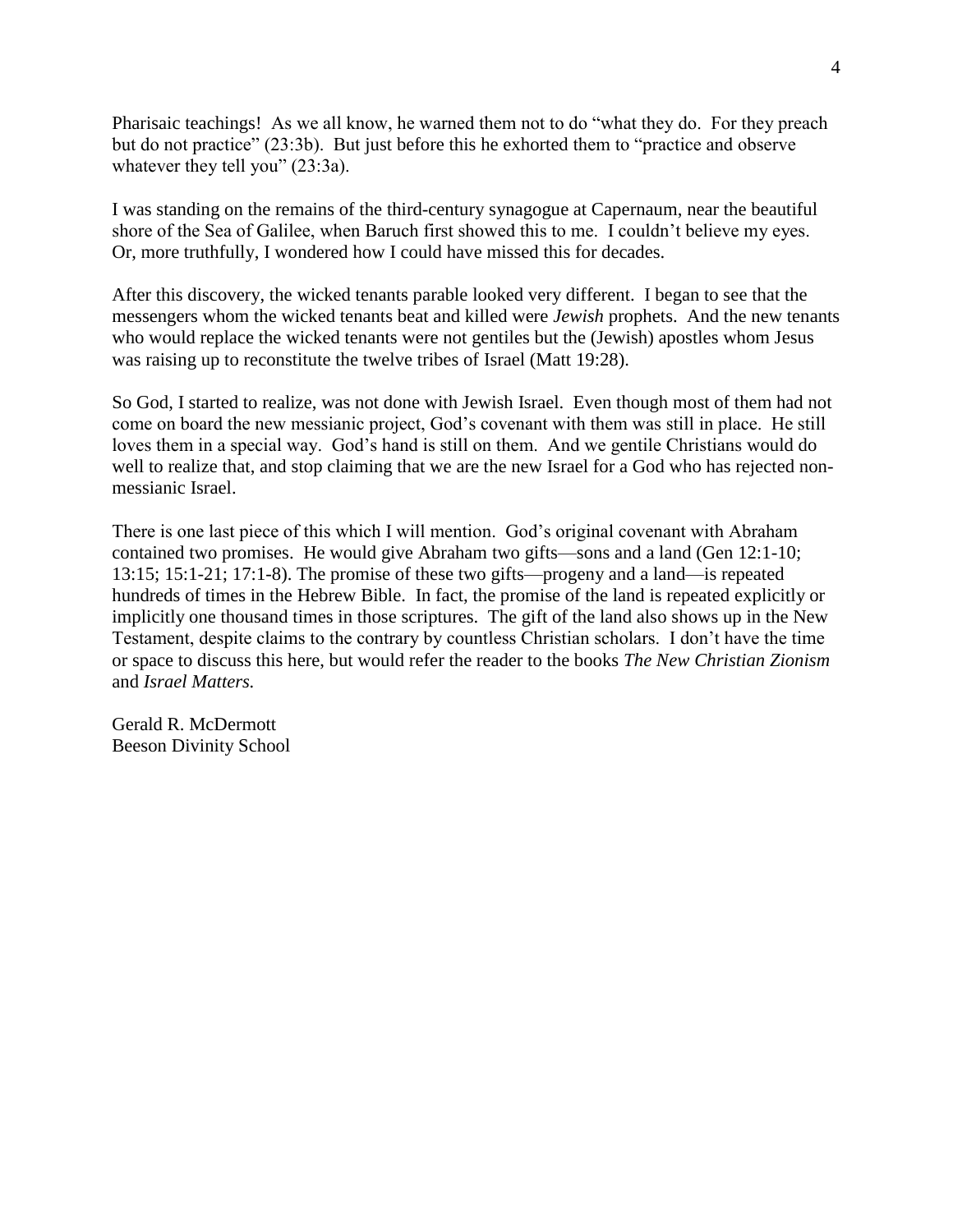Pharisaic teachings! As we all know, he warned them not to do "what they do. For they preach but do not practice" (23:3b). But just before this he exhorted them to "practice and observe whatever they tell you" (23:3a).

I was standing on the remains of the third-century synagogue at Capernaum, near the beautiful shore of the Sea of Galilee, when Baruch first showed this to me. I couldn't believe my eyes. Or, more truthfully, I wondered how I could have missed this for decades.

After this discovery, the wicked tenants parable looked very different. I began to see that the messengers whom the wicked tenants beat and killed were *Jewish* prophets. And the new tenants who would replace the wicked tenants were not gentiles but the (Jewish) apostles whom Jesus was raising up to reconstitute the twelve tribes of Israel (Matt 19:28).

So God, I started to realize, was not done with Jewish Israel. Even though most of them had not come on board the new messianic project, God's covenant with them was still in place. He still loves them in a special way. God's hand is still on them. And we gentile Christians would do well to realize that, and stop claiming that we are the new Israel for a God who has rejected non-messianic Israel.

There is one last piece of this which I will mention. God's original covenant with Abraham contained two promises. He would give Abraham two gifts—sons and a land (Gen 12:1-10; 13:15; 15:1-21; 17:1-8). The promise of these two gifts—progeny and a land—is repeated hundreds of times in the Hebrew Bible. In fact, the promise of the land is repeated explicitly or implicitly one thousand times in those scriptures. The gift of the land also shows up in the New Testament, despite claims to the contrary by countless Christian scholars. I don't have the time or space to discuss this here, but would refer the reader to the books *The New Christian Zionism* and *Israel Matters.*

Gerald R. McDermott
Beeson Divinity School